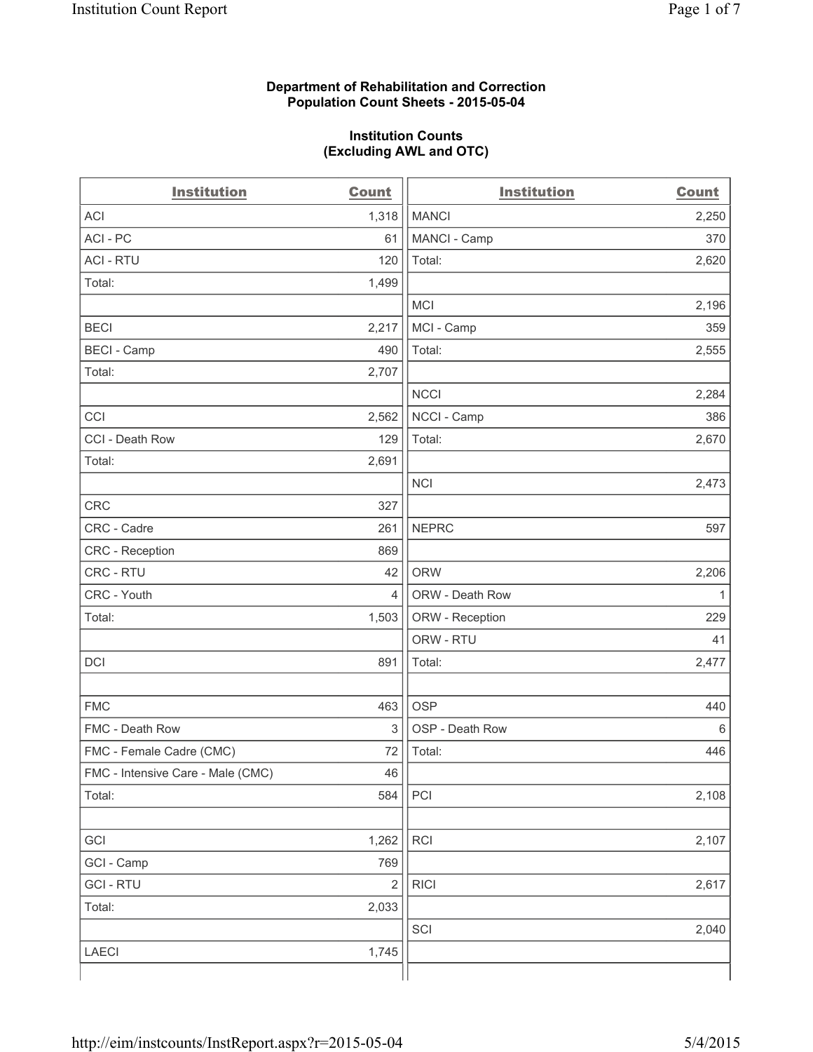**Department of Rehabilitation and Correction**
**Population Count Sheets - 2015-05-04**

**Institution Counts**
**(Excluding AWL and OTC)**

| Institution | Count | Institution | Count |
|---|---|---|---|
| ACI | 1,318 | MANCI | 2,250 |
| ACI - PC | 61 | MANCI - Camp | 370 |
| ACI - RTU | 120 | Total: | 2,620 |
| Total: | 1,499 | | |
| | | MCI | 2,196 |
| BECI | 2,217 | MCI - Camp | 359 |
| BECI - Camp | 490 | Total: | 2,555 |
| Total: | 2,707 | | |
| | | NCCI | 2,284 |
| CCI | 2,562 | NCCI - Camp | 386 |
| CCI - Death Row | 129 | Total: | 2,670 |
| Total: | 2,691 | | |
| | | NCI | 2,473 |
| CRC | 327 | | |
| CRC - Cadre | 261 | NEPRC | 597 |
| CRC - Reception | 869 | | |
| CRC - RTU | 42 | ORW | 2,206 |
| CRC - Youth | 4 | ORW - Death Row | 1 |
| Total: | 1,503 | ORW - Reception | 229 |
| | | ORW - RTU | 41 |
| DCI | 891 | Total: | 2,477 |
| | | | |
| FMC | 463 | OSP | 440 |
| FMC - Death Row | 3 | OSP - Death Row | 6 |
| FMC - Female Cadre (CMC) | 72 | Total: | 446 |
| FMC - Intensive Care - Male (CMC) | 46 | | |
| Total: | 584 | PCI | 2,108 |
| | | | |
| GCI | 1,262 | RCI | 2,107 |
| GCI - Camp | 769 | | |
| GCI - RTU | 2 | RICI | 2,617 |
| Total: | 2,033 | | |
| | | SCI | 2,040 |
| LAECI | 1,745 | | |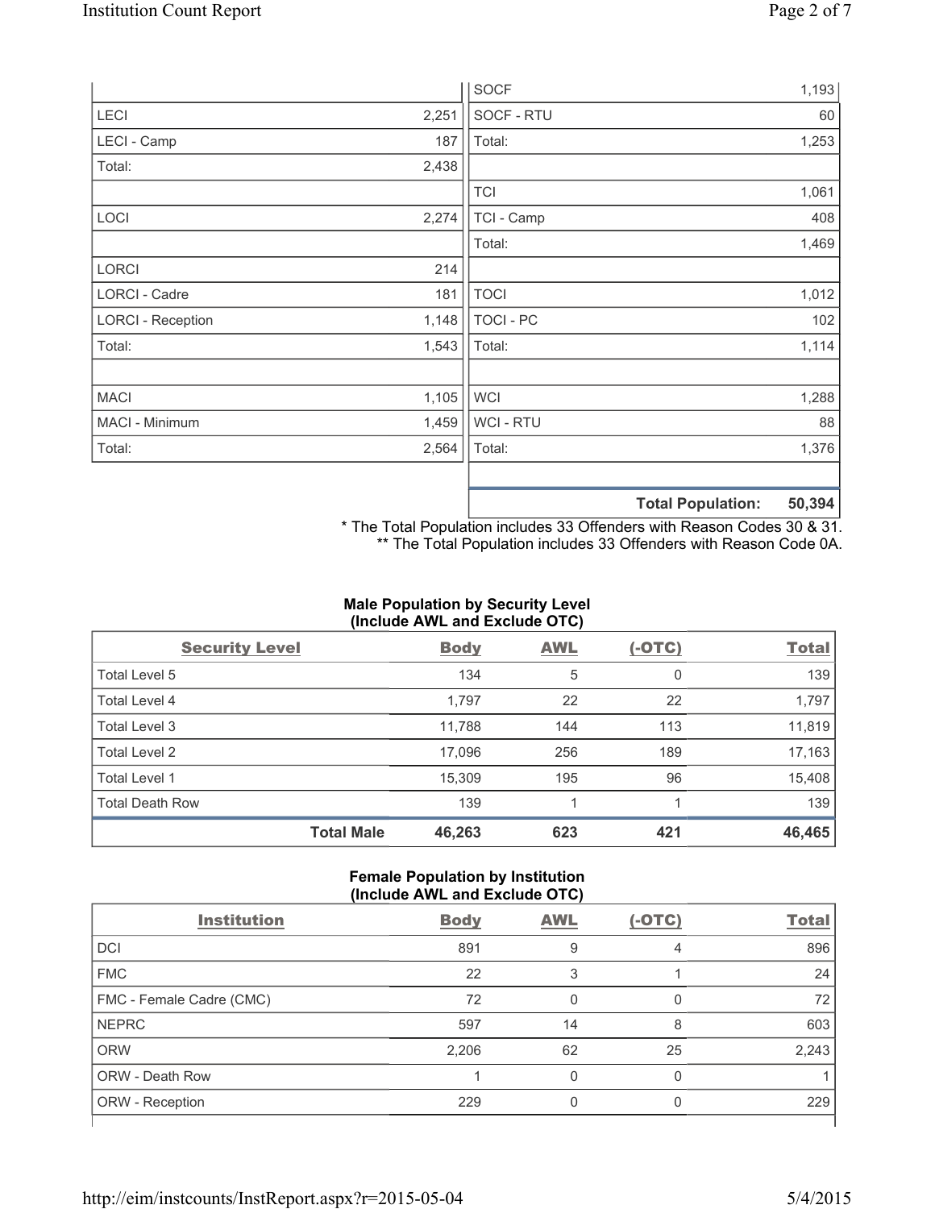| | |
|---|---|
| LECI | 2,251 |
| LECI - Camp | 187 |
| Total: | 2,438 |
| | |
| LOCI | 2,274 |
| | |
| LORCI | 214 |
| LORCI - Cadre | 181 |
| LORCI - Reception | 1,148 |
| Total: | 1,543 |
| | |
| MACI | 1,105 |
| MACI - Minimum | 1,459 |
| Total: | 2,564 |

| | |
|---|---|
| SOCF | 1,193 |
| SOCF - RTU | 60 |
| Total: | 1,253 |
| | |
| TCI | 1,061 |
| TCI - Camp | 408 |
| Total: | 1,469 |
| | |
| TOCI | 1,012 |
| TOCI - PC | 102 |
| Total: | 1,114 |
| | |
| WCI | 1,288 |
| WCI - RTU | 88 |
| Total: | 1,376 |
| | |
| **Total Population:** | **50,394** |

\* The Total Population includes 33 Offenders with Reason Codes 30 & 31.
\*\* The Total Population includes 33 Offenders with Reason Code 0A.

### Male Population by Security Level (Include AWL and Exclude OTC)

| Security Level | Body | AWL | (-OTC) | Total |
|---|---|---|---|---|
| Total Level 5 | 134 | 5 | 0 | 139 |
| Total Level 4 | 1,797 | 22 | 22 | 1,797 |
| Total Level 3 | 11,788 | 144 | 113 | 11,819 |
| Total Level 2 | 17,096 | 256 | 189 | 17,163 |
| Total Level 1 | 15,309 | 195 | 96 | 15,408 |
| Total Death Row | 139 | 1 | 1 | 139 |
| **Total Male** | **46,263** | **623** | **421** | **46,465** |

### Female Population by Institution (Include AWL and Exclude OTC)

| Institution | Body | AWL | (-OTC) | Total |
|---|---|---|---|---|
| DCI | 891 | 9 | 4 | 896 |
| FMC | 22 | 3 | 1 | 24 |
| FMC - Female Cadre (CMC) | 72 | 0 | 0 | 72 |
| NEPRC | 597 | 14 | 8 | 603 |
| ORW | 2,206 | 62 | 25 | 2,243 |
| ORW - Death Row | 1 | 0 | 0 | 1 |
| ORW - Reception | 229 | 0 | 0 | 229 |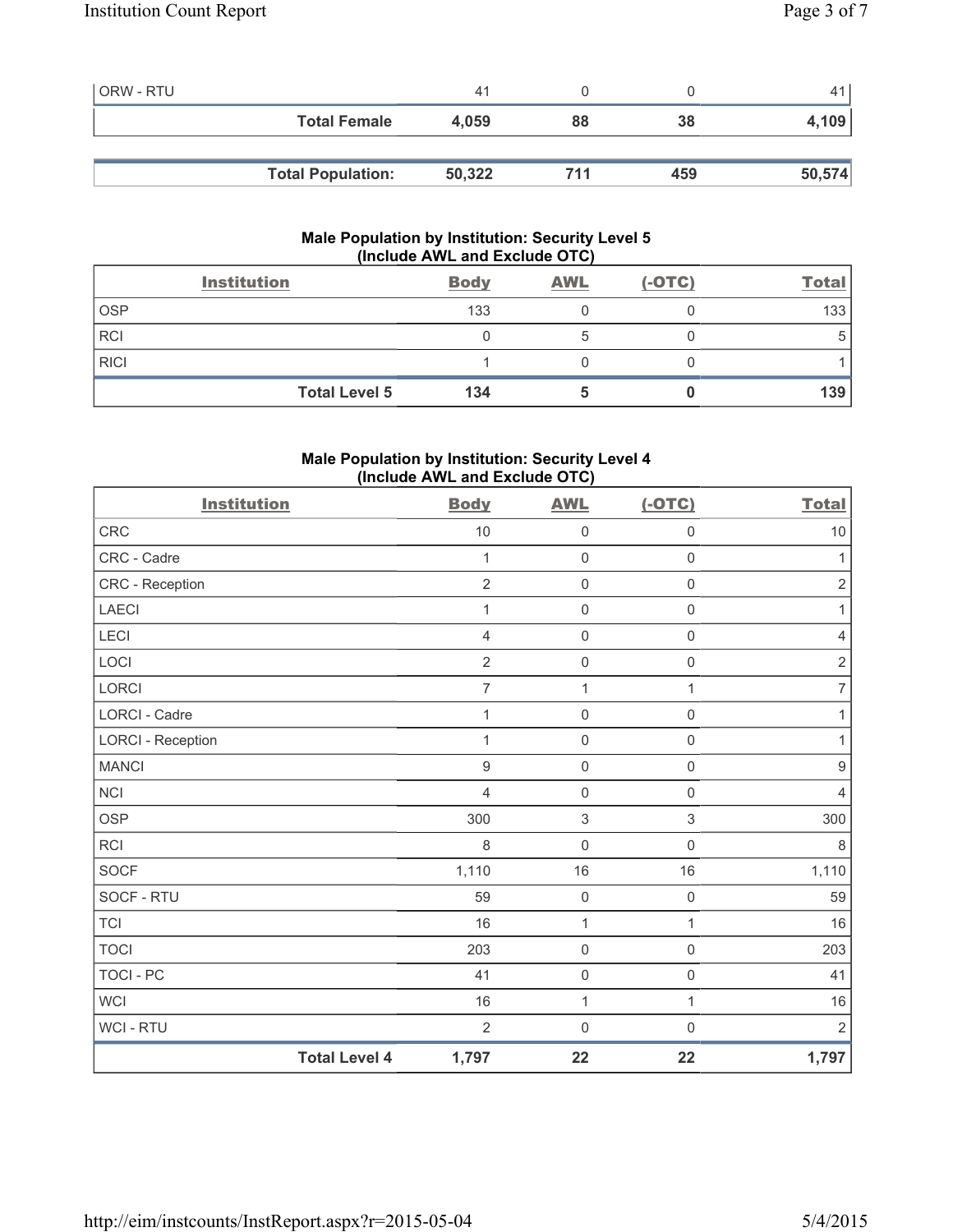| | | | | |
|---|---|---|---|---|
| ORW - RTU | 41 | 0 | 0 | 41 |
| **Total Female** | **4,059** | **88** | **38** | **4,109** |

| | | | | |
|---|---|---|---|---|
| **Total Population:** | **50,322** | **711** | **459** | **50,574** |

### Male Population by Institution: Security Level 5 (Include AWL and Exclude OTC)

| Institution | Body | AWL | (-OTC) | Total |
|---|---|---|---|---|
| OSP | 133 | 0 | 0 | 133 |
| RCI | 0 | 5 | 0 | 5 |
| RICI | 1 | 0 | 0 | 1 |
| **Total Level 5** | **134** | **5** | **0** | **139** |

### Male Population by Institution: Security Level 4 (Include AWL and Exclude OTC)

| Institution | Body | AWL | (-OTC) | Total |
|---|---|---|---|---|
| CRC | 10 | 0 | 0 | 10 |
| CRC - Cadre | 1 | 0 | 0 | 1 |
| CRC - Reception | 2 | 0 | 0 | 2 |
| LAECI | 1 | 0 | 0 | 1 |
| LECI | 4 | 0 | 0 | 4 |
| LOCI | 2 | 0 | 0 | 2 |
| LORCI | 7 | 1 | 1 | 7 |
| LORCI - Cadre | 1 | 0 | 0 | 1 |
| LORCI - Reception | 1 | 0 | 0 | 1 |
| MANCI | 9 | 0 | 0 | 9 |
| NCI | 4 | 0 | 0 | 4 |
| OSP | 300 | 3 | 3 | 300 |
| RCI | 8 | 0 | 0 | 8 |
| SOCF | 1,110 | 16 | 16 | 1,110 |
| SOCF - RTU | 59 | 0 | 0 | 59 |
| TCI | 16 | 1 | 1 | 16 |
| TOCI | 203 | 0 | 0 | 203 |
| TOCI - PC | 41 | 0 | 0 | 41 |
| WCI | 16 | 1 | 1 | 16 |
| WCI - RTU | 2 | 0 | 0 | 2 |
| **Total Level 4** | **1,797** | **22** | **22** | **1,797** |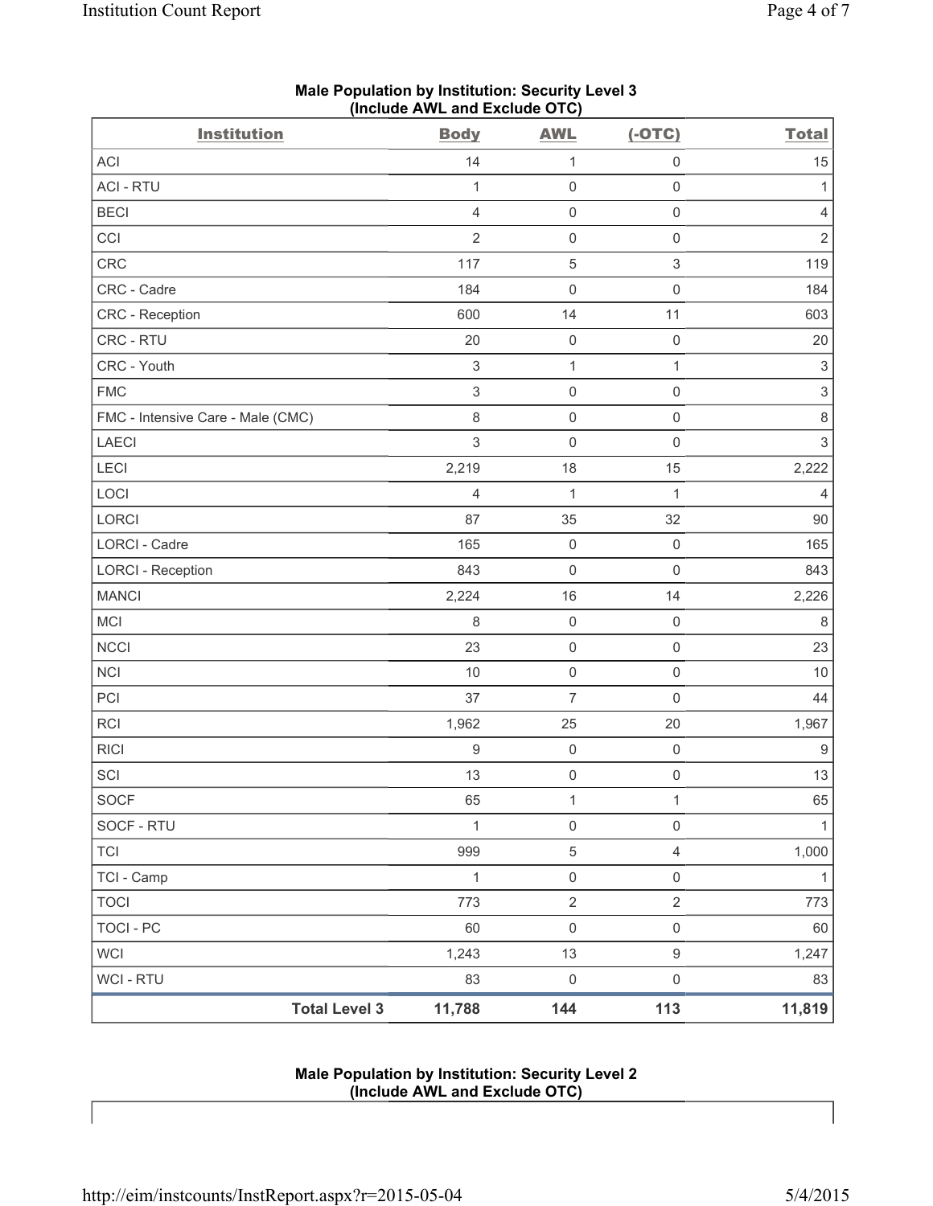**Male Population by Institution: Security Level 3**
**(Include AWL and Exclude OTC)**

| Institution | Body | AWL | (-OTC) | Total |
|---|---|---|---|---|
| ACI | 14 | 1 | 0 | 15 |
| ACI - RTU | 1 | 0 | 0 | 1 |
| BECI | 4 | 0 | 0 | 4 |
| CCI | 2 | 0 | 0 | 2 |
| CRC | 117 | 5 | 3 | 119 |
| CRC - Cadre | 184 | 0 | 0 | 184 |
| CRC - Reception | 600 | 14 | 11 | 603 |
| CRC - RTU | 20 | 0 | 0 | 20 |
| CRC - Youth | 3 | 1 | 1 | 3 |
| FMC | 3 | 0 | 0 | 3 |
| FMC - Intensive Care - Male (CMC) | 8 | 0 | 0 | 8 |
| LAECI | 3 | 0 | 0 | 3 |
| LECI | 2,219 | 18 | 15 | 2,222 |
| LOCI | 4 | 1 | 1 | 4 |
| LORCI | 87 | 35 | 32 | 90 |
| LORCI - Cadre | 165 | 0 | 0 | 165 |
| LORCI - Reception | 843 | 0 | 0 | 843 |
| MANCI | 2,224 | 16 | 14 | 2,226 |
| MCI | 8 | 0 | 0 | 8 |
| NCCI | 23 | 0 | 0 | 23 |
| NCI | 10 | 0 | 0 | 10 |
| PCI | 37 | 7 | 0 | 44 |
| RCI | 1,962 | 25 | 20 | 1,967 |
| RICI | 9 | 0 | 0 | 9 |
| SCI | 13 | 0 | 0 | 13 |
| SOCF | 65 | 1 | 1 | 65 |
| SOCF - RTU | 1 | 0 | 0 | 1 |
| TCI | 999 | 5 | 4 | 1,000 |
| TCI - Camp | 1 | 0 | 0 | 1 |
| TOCI | 773 | 2 | 2 | 773 |
| TOCI - PC | 60 | 0 | 0 | 60 |
| WCI | 1,243 | 13 | 9 | 1,247 |
| WCI - RTU | 83 | 0 | 0 | 83 |
| **Total Level 3** | **11,788** | **144** | **113** | **11,819** |

**Male Population by Institution: Security Level 2**
**(Include AWL and Exclude OTC)**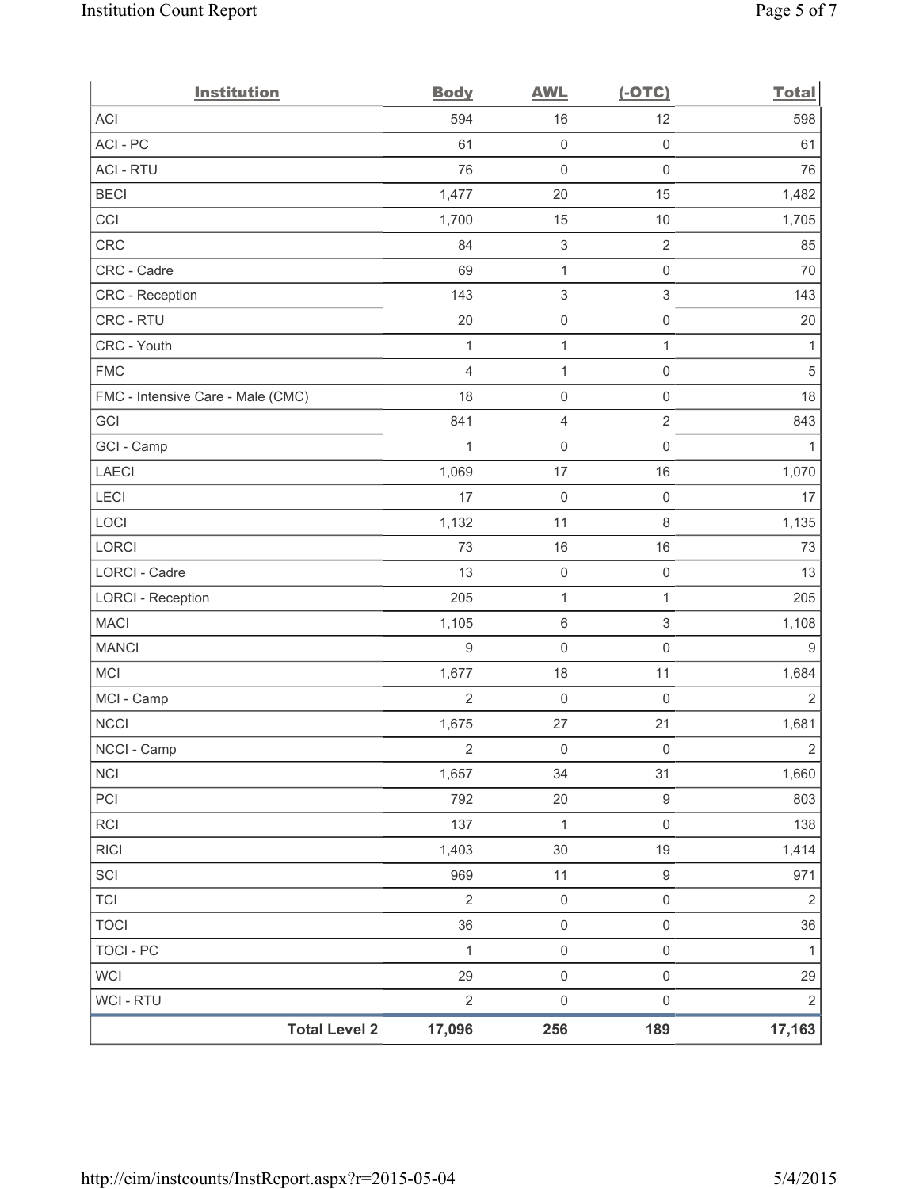| Institution | Body | AWL | (-OTC) | Total |
|---|---|---|---|---|
| ACI | 594 | 16 | 12 | 598 |
| ACI - PC | 61 | 0 | 0 | 61 |
| ACI - RTU | 76 | 0 | 0 | 76 |
| BECI | 1,477 | 20 | 15 | 1,482 |
| CCI | 1,700 | 15 | 10 | 1,705 |
| CRC | 84 | 3 | 2 | 85 |
| CRC - Cadre | 69 | 1 | 0 | 70 |
| CRC - Reception | 143 | 3 | 3 | 143 |
| CRC - RTU | 20 | 0 | 0 | 20 |
| CRC - Youth | 1 | 1 | 1 | 1 |
| FMC | 4 | 1 | 0 | 5 |
| FMC - Intensive Care - Male (CMC) | 18 | 0 | 0 | 18 |
| GCI | 841 | 4 | 2 | 843 |
| GCI - Camp | 1 | 0 | 0 | 1 |
| LAECI | 1,069 | 17 | 16 | 1,070 |
| LECI | 17 | 0 | 0 | 17 |
| LOCI | 1,132 | 11 | 8 | 1,135 |
| LORCI | 73 | 16 | 16 | 73 |
| LORCI - Cadre | 13 | 0 | 0 | 13 |
| LORCI - Reception | 205 | 1 | 1 | 205 |
| MACI | 1,105 | 6 | 3 | 1,108 |
| MANCI | 9 | 0 | 0 | 9 |
| MCI | 1,677 | 18 | 11 | 1,684 |
| MCI - Camp | 2 | 0 | 0 | 2 |
| NCCI | 1,675 | 27 | 21 | 1,681 |
| NCCI - Camp | 2 | 0 | 0 | 2 |
| NCI | 1,657 | 34 | 31 | 1,660 |
| PCI | 792 | 20 | 9 | 803 |
| RCI | 137 | 1 | 0 | 138 |
| RICI | 1,403 | 30 | 19 | 1,414 |
| SCI | 969 | 11 | 9 | 971 |
| TCI | 2 | 0 | 0 | 2 |
| TOCI | 36 | 0 | 0 | 36 |
| TOCI - PC | 1 | 0 | 0 | 1 |
| WCI | 29 | 0 | 0 | 29 |
| WCI - RTU | 2 | 0 | 0 | 2 |
| **Total Level 2** | **17,096** | **256** | **189** | **17,163** |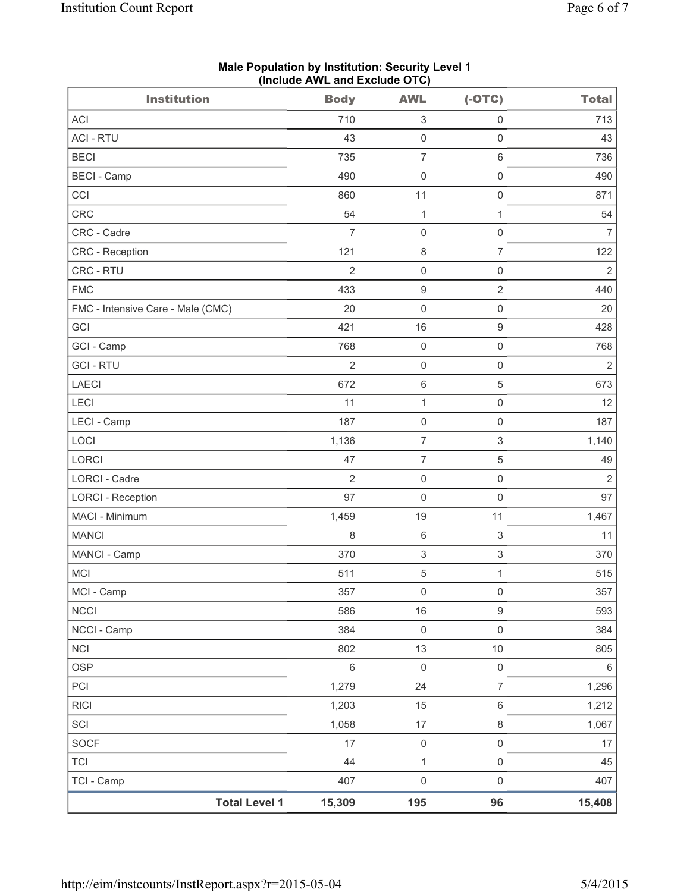**Male Population by Institution: Security Level 1**
**(Include AWL and Exclude OTC)**

| Institution | Body | AWL | (-OTC) | Total |
|---|---|---|---|---|
| ACI | 710 | 3 | 0 | 713 |
| ACI - RTU | 43 | 0 | 0 | 43 |
| BECI | 735 | 7 | 6 | 736 |
| BECI - Camp | 490 | 0 | 0 | 490 |
| CCI | 860 | 11 | 0 | 871 |
| CRC | 54 | 1 | 1 | 54 |
| CRC - Cadre | 7 | 0 | 0 | 7 |
| CRC - Reception | 121 | 8 | 7 | 122 |
| CRC - RTU | 2 | 0 | 0 | 2 |
| FMC | 433 | 9 | 2 | 440 |
| FMC - Intensive Care - Male (CMC) | 20 | 0 | 0 | 20 |
| GCI | 421 | 16 | 9 | 428 |
| GCI - Camp | 768 | 0 | 0 | 768 |
| GCI - RTU | 2 | 0 | 0 | 2 |
| LAECI | 672 | 6 | 5 | 673 |
| LECI | 11 | 1 | 0 | 12 |
| LECI - Camp | 187 | 0 | 0 | 187 |
| LOCI | 1,136 | 7 | 3 | 1,140 |
| LORCI | 47 | 7 | 5 | 49 |
| LORCI - Cadre | 2 | 0 | 0 | 2 |
| LORCI - Reception | 97 | 0 | 0 | 97 |
| MACI - Minimum | 1,459 | 19 | 11 | 1,467 |
| MANCI | 8 | 6 | 3 | 11 |
| MANCI - Camp | 370 | 3 | 3 | 370 |
| MCI | 511 | 5 | 1 | 515 |
| MCI - Camp | 357 | 0 | 0 | 357 |
| NCCI | 586 | 16 | 9 | 593 |
| NCCI - Camp | 384 | 0 | 0 | 384 |
| NCI | 802 | 13 | 10 | 805 |
| OSP | 6 | 0 | 0 | 6 |
| PCI | 1,279 | 24 | 7 | 1,296 |
| RICI | 1,203 | 15 | 6 | 1,212 |
| SCI | 1,058 | 17 | 8 | 1,067 |
| SOCF | 17 | 0 | 0 | 17 |
| TCI | 44 | 1 | 0 | 45 |
| TCI - Camp | 407 | 0 | 0 | 407 |
| **Total Level 1** | **15,309** | **195** | **96** | **15,408** |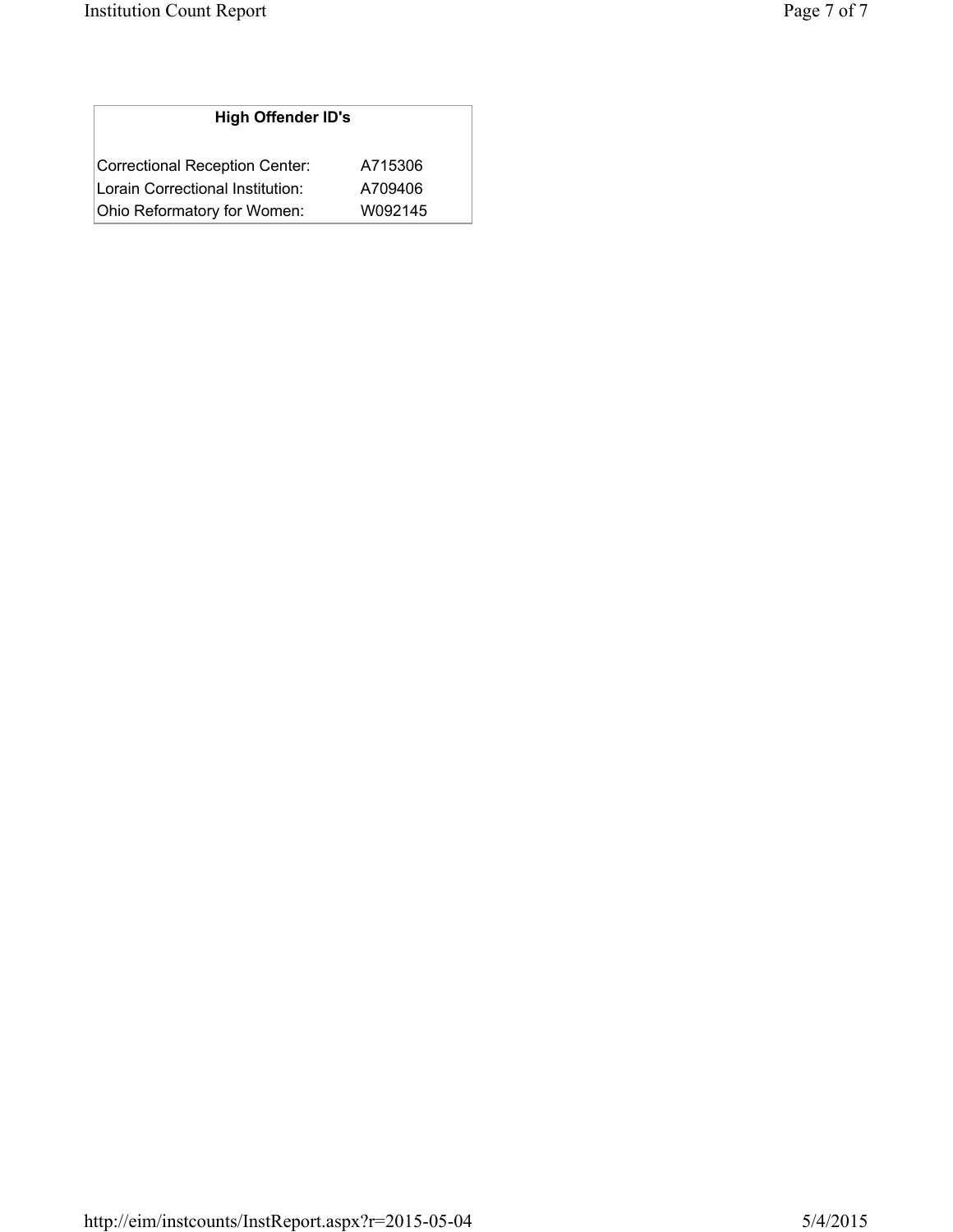| High Offender ID's | |
|---|---|
| Correctional Reception Center: | A715306 |
| Lorain Correctional Institution: | A709406 |
| Ohio Reformatory for Women: | W092145 |